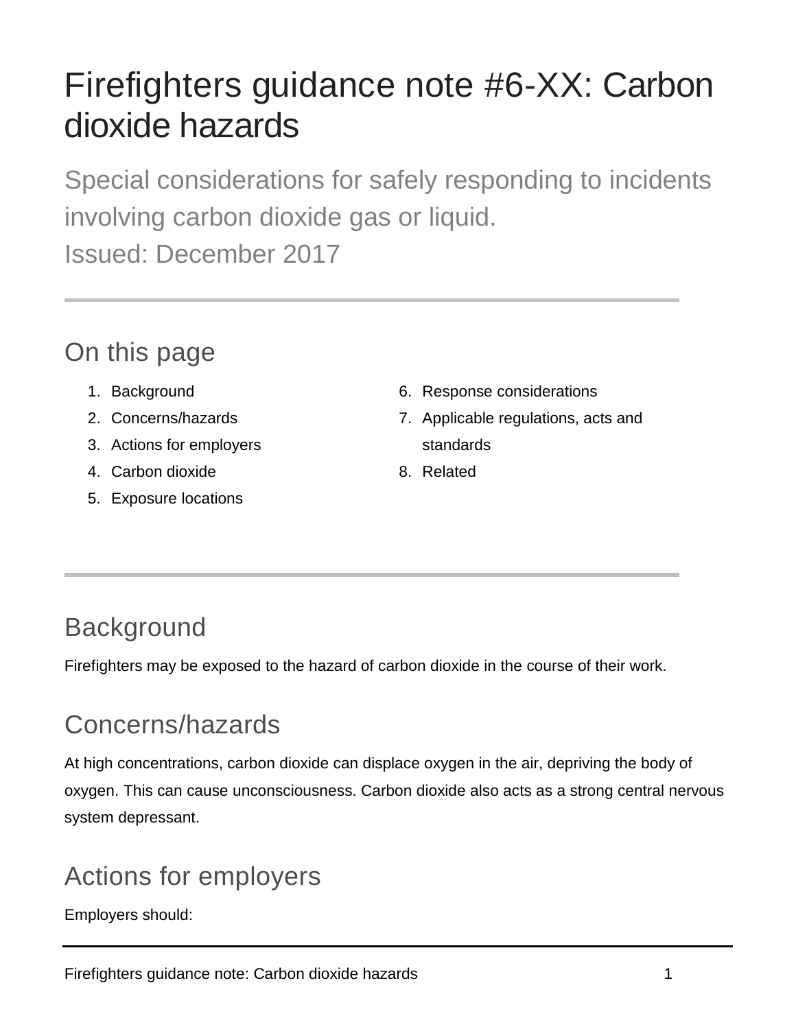# Firefighters guidance note #6-XX: Carbon dioxide hazards

Special considerations for safely responding to incidents involving carbon dioxide gas or liquid.
Issued: December 2017

---

## On this page

1. Background
2. Concerns/hazards
3. Actions for employers
4. Carbon dioxide
5. Exposure locations
6. Response considerations
7. Applicable regulations, acts and standards
8. Related

---

## Background

Firefighters may be exposed to the hazard of carbon dioxide in the course of their work.

## Concerns/hazards

At high concentrations, carbon dioxide can displace oxygen in the air, depriving the body of oxygen. This can cause unconsciousness. Carbon dioxide also acts as a strong central nervous system depressant.

## Actions for employers

Employers should: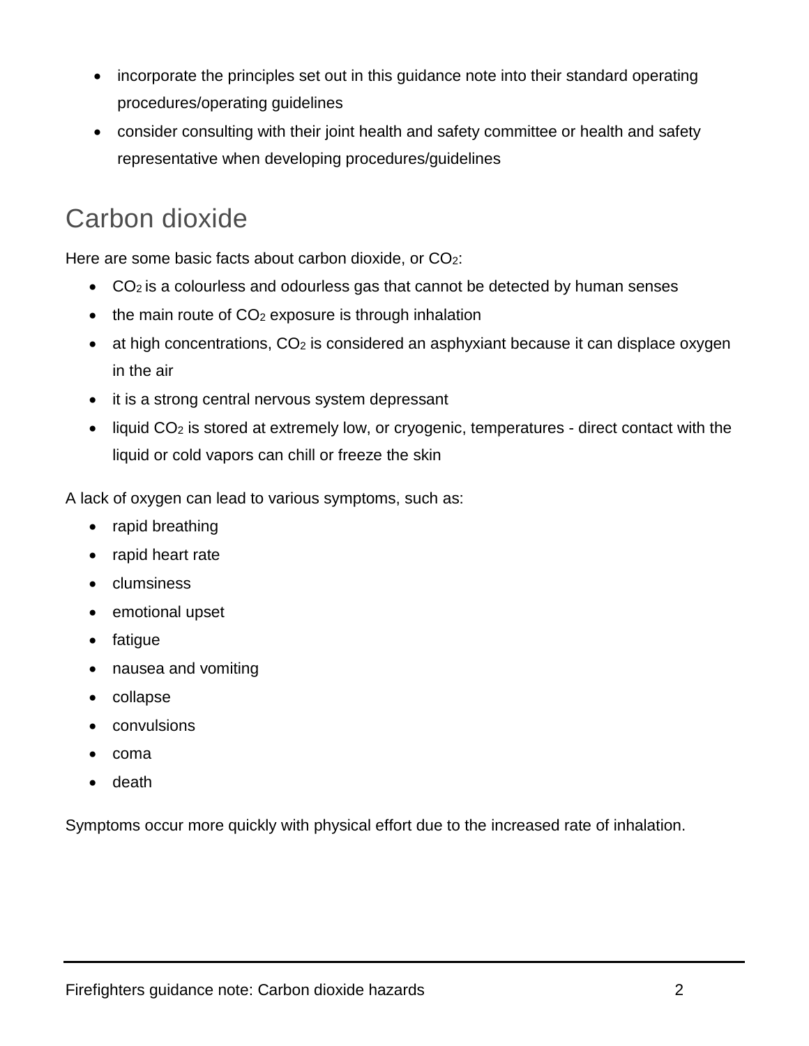- incorporate the principles set out in this guidance note into their standard operating procedures/operating guidelines
- consider consulting with their joint health and safety committee or health and safety representative when developing procedures/guidelines

## Carbon dioxide

Here are some basic facts about carbon dioxide, or $CO_2$:

- $CO_2$ is a colourless and odourless gas that cannot be detected by human senses
- the main route of $CO_2$ exposure is through inhalation
- at high concentrations, $CO_2$ is considered an asphyxiant because it can displace oxygen in the air
- it is a strong central nervous system depressant
- liquid $CO_2$ is stored at extremely low, or cryogenic, temperatures - direct contact with the liquid or cold vapors can chill or freeze the skin

A lack of oxygen can lead to various symptoms, such as:

- rapid breathing
- rapid heart rate
- clumsiness
- emotional upset
- fatigue
- nausea and vomiting
- collapse
- convulsions
- coma
- death

Symptoms occur more quickly with physical effort due to the increased rate of inhalation.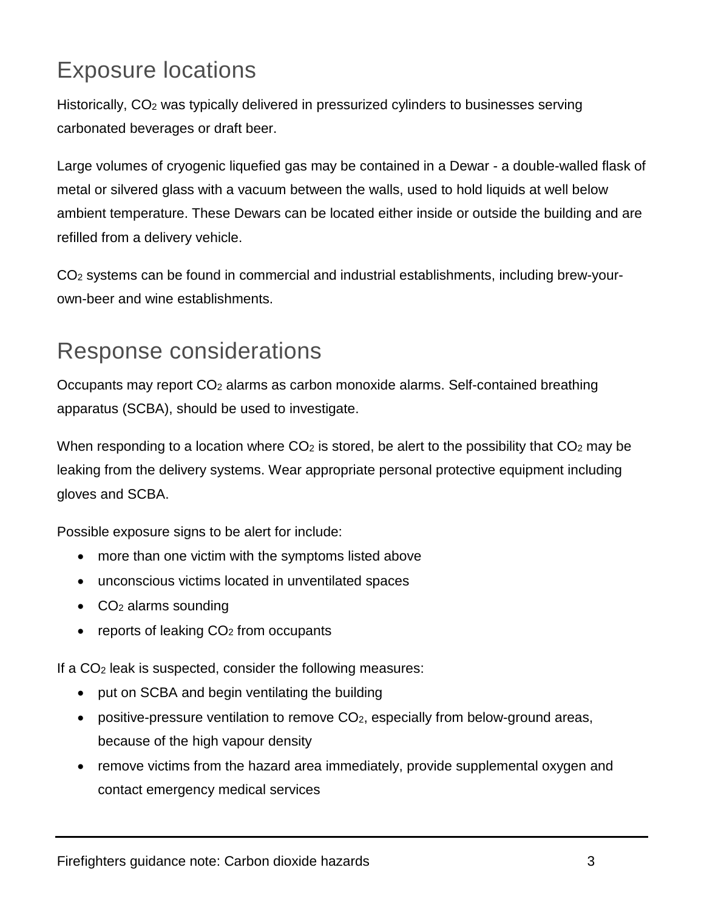## Exposure locations

Historically, $CO_2$ was typically delivered in pressurized cylinders to businesses serving carbonated beverages or draft beer.

Large volumes of cryogenic liquefied gas may be contained in a Dewar - a double-walled flask of metal or silvered glass with a vacuum between the walls, used to hold liquids at well below ambient temperature. These Dewars can be located either inside or outside the building and are refilled from a delivery vehicle.

$CO_2$ systems can be found in commercial and industrial establishments, including brew-your-own-beer and wine establishments.

## Response considerations

Occupants may report $CO_2$ alarms as carbon monoxide alarms. Self-contained breathing apparatus (SCBA), should be used to investigate.

When responding to a location where $CO_2$ is stored, be alert to the possibility that $CO_2$ may be leaking from the delivery systems. Wear appropriate personal protective equipment including gloves and SCBA.

Possible exposure signs to be alert for include:

- more than one victim with the symptoms listed above
- unconscious victims located in unventilated spaces
- $CO_2$ alarms sounding
- reports of leaking $CO_2$ from occupants

If a $CO_2$ leak is suspected, consider the following measures:

- put on SCBA and begin ventilating the building
- positive-pressure ventilation to remove $CO_2$, especially from below-ground areas, because of the high vapour density
- remove victims from the hazard area immediately, provide supplemental oxygen and contact emergency medical services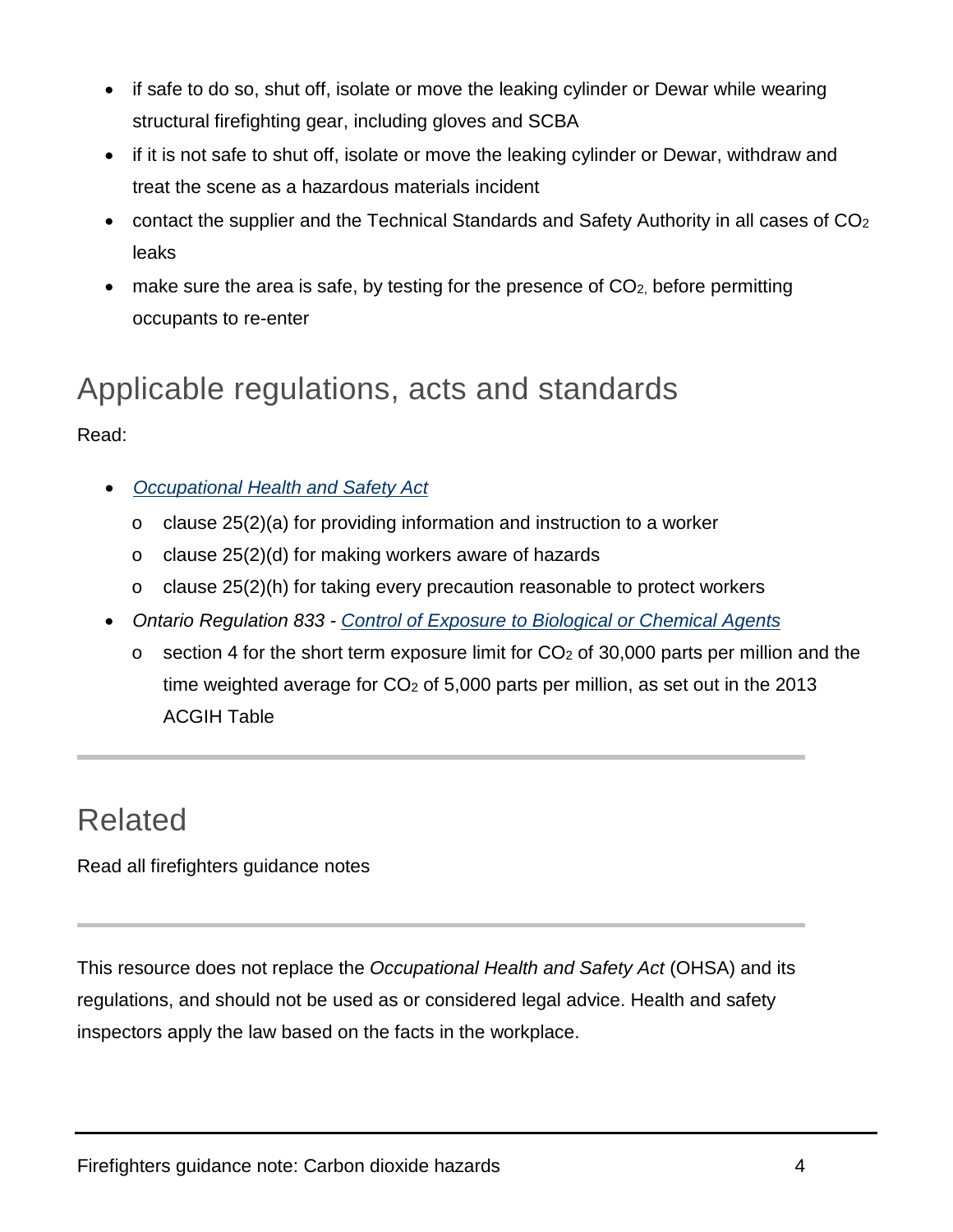- if safe to do so, shut off, isolate or move the leaking cylinder or Dewar while wearing structural firefighting gear, including gloves and SCBA
- if it is not safe to shut off, isolate or move the leaking cylinder or Dewar, withdraw and treat the scene as a hazardous materials incident
- contact the supplier and the Technical Standards and Safety Authority in all cases of $CO_2$ leaks
- make sure the area is safe, by testing for the presence of $CO_2$, before permitting occupants to re-enter

## Applicable regulations, acts and standards

Read:

- *Occupational Health and Safety Act*
    - clause 25(2)(a) for providing information and instruction to a worker
    - clause 25(2)(d) for making workers aware of hazards
    - clause 25(2)(h) for taking every precaution reasonable to protect workers
- *Ontario Regulation 833 - Control of Exposure to Biological or Chemical Agents*
    - section 4 for the short term exposure limit for $CO_2$ of 30,000 parts per million and the time weighted average for $CO_2$ of 5,000 parts per million, as set out in the 2013 ACGIH Table

## Related

Read all firefighters guidance notes

This resource does not replace the *Occupational Health and Safety Act* (OHSA) and its regulations, and should not be used as or considered legal advice. Health and safety inspectors apply the law based on the facts in the workplace.